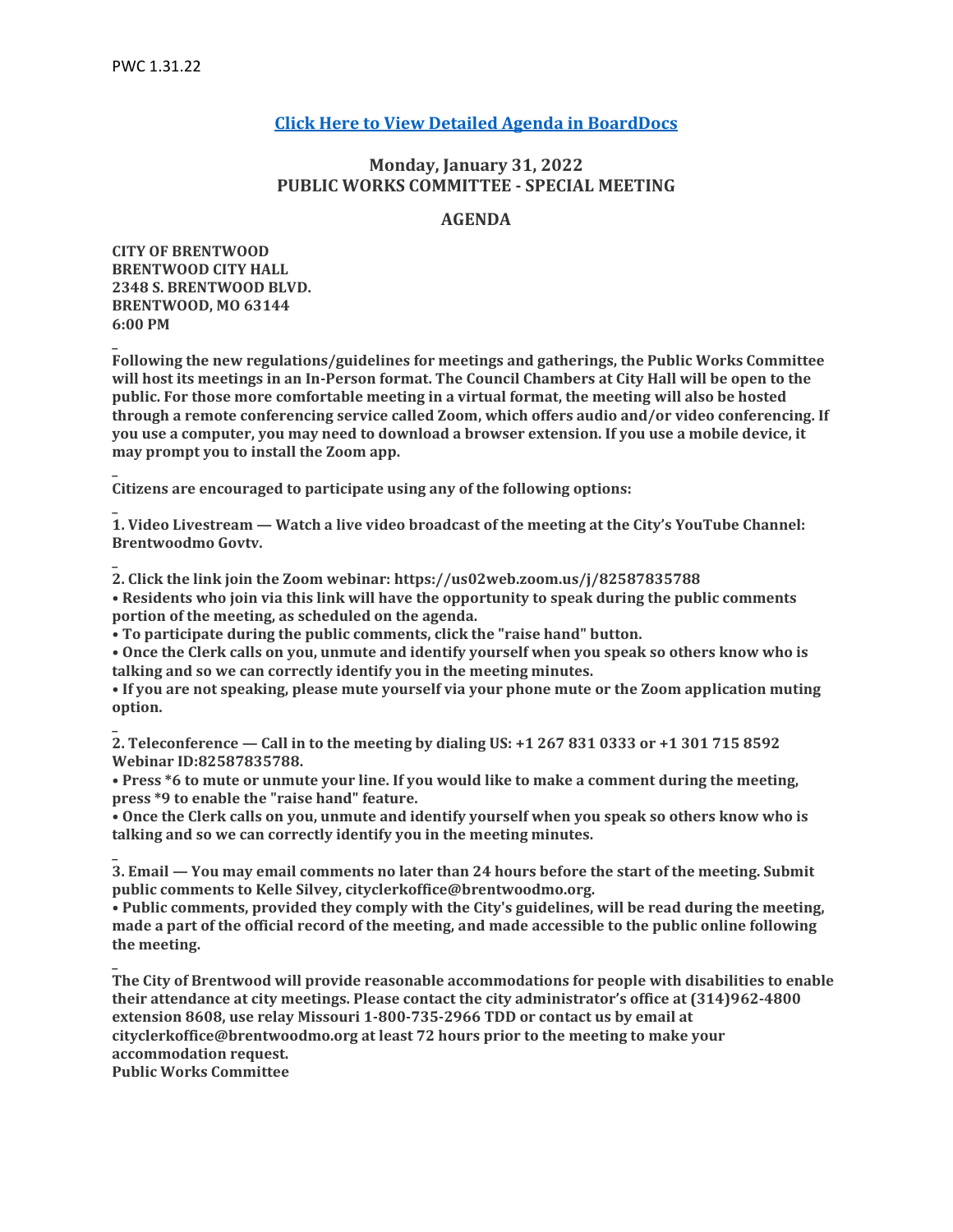PWC 1.31.22

**[Click Here to View Detailed Agenda in BoardDocs]**

## Monday, January 31, 2022
## PUBLIC WORKS COMMITTEE - SPECIAL MEETING

## AGENDA

**CITY OF BRENTWOOD**
**BRENTWOOD CITY HALL**
**2348 S. BRENTWOOD BLVD.**
**BRENTWOOD, MO 63144**
**6:00 PM**

**Following the new regulations/guidelines for meetings and gatherings, the Public Works Committee will host its meetings in an In-Person format. The Council Chambers at City Hall will be open to the public. For those more comfortable meeting in a virtual format, the meeting will also be hosted through a remote conferencing service called Zoom, which offers audio and/or video conferencing. If you use a computer, you may need to download a browser extension. If you use a mobile device, it may prompt you to install the Zoom app.**

**Citizens are encouraged to participate using any of the following options:**

**1. Video Livestream — Watch a live video broadcast of the meeting at the City's YouTube Channel: Brentwoodmo Govtv.**

**2. Click the link join the Zoom webinar: https://us02web.zoom.us/j/82587835788**
**• Residents who join via this link will have the opportunity to speak during the public comments portion of the meeting, as scheduled on the agenda.**
**• To participate during the public comments, click the "raise hand" button.**
**• Once the Clerk calls on you, unmute and identify yourself when you speak so others know who is talking and so we can correctly identify you in the meeting minutes.**
**• If you are not speaking, please mute yourself via your phone mute or the Zoom application muting option.**

**2. Teleconference — Call in to the meeting by dialing US: +1 267 831 0333 or +1 301 715 8592 Webinar ID:82587835788.**
**• Press *6 to mute or unmute your line. If you would like to make a comment during the meeting, press *9 to enable the "raise hand" feature.**
**• Once the Clerk calls on you, unmute and identify yourself when you speak so others know who is talking and so we can correctly identify you in the meeting minutes.**

**3. Email — You may email comments no later than 24 hours before the start of the meeting. Submit public comments to Kelle Silvey, cityclerkoffice@brentwoodmo.org.**
**• Public comments, provided they comply with the City's guidelines, will be read during the meeting, made a part of the official record of the meeting, and made accessible to the public online following the meeting.**

**The City of Brentwood will provide reasonable accommodations for people with disabilities to enable their attendance at city meetings. Please contact the city administrator's office at (314)962-4800 extension 8608, use relay Missouri 1-800-735-2966 TDD or contact us by email at cityclerkoffice@brentwoodmo.org at least 72 hours prior to the meeting to make your accommodation request.**
**Public Works Committee**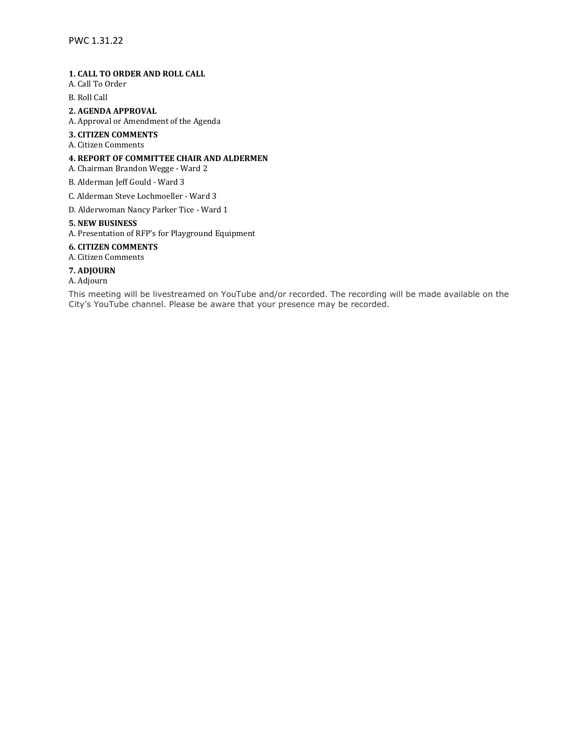PWC 1.31.22

**1. CALL TO ORDER AND ROLL CALL**

A. Call To Order

B. Roll Call

**2. AGENDA APPROVAL**

A. Approval or Amendment of the Agenda

**3. CITIZEN COMMENTS**

A. Citizen Comments

**4. REPORT OF COMMITTEE CHAIR AND ALDERMEN**

A. Chairman Brandon Wegge - Ward 2

B. Alderman Jeff Gould - Ward 3

C. Alderman Steve Lochmoeller - Ward 3

D. Alderwoman Nancy Parker Tice - Ward 1

**5. NEW BUSINESS**

A. Presentation of RFP's for Playground Equipment

**6. CITIZEN COMMENTS**

A. Citizen Comments

**7. ADJOURN**

A. Adjourn

This meeting will be livestreamed on YouTube and/or recorded. The recording will be made available on the City's YouTube channel. Please be aware that your presence may be recorded.